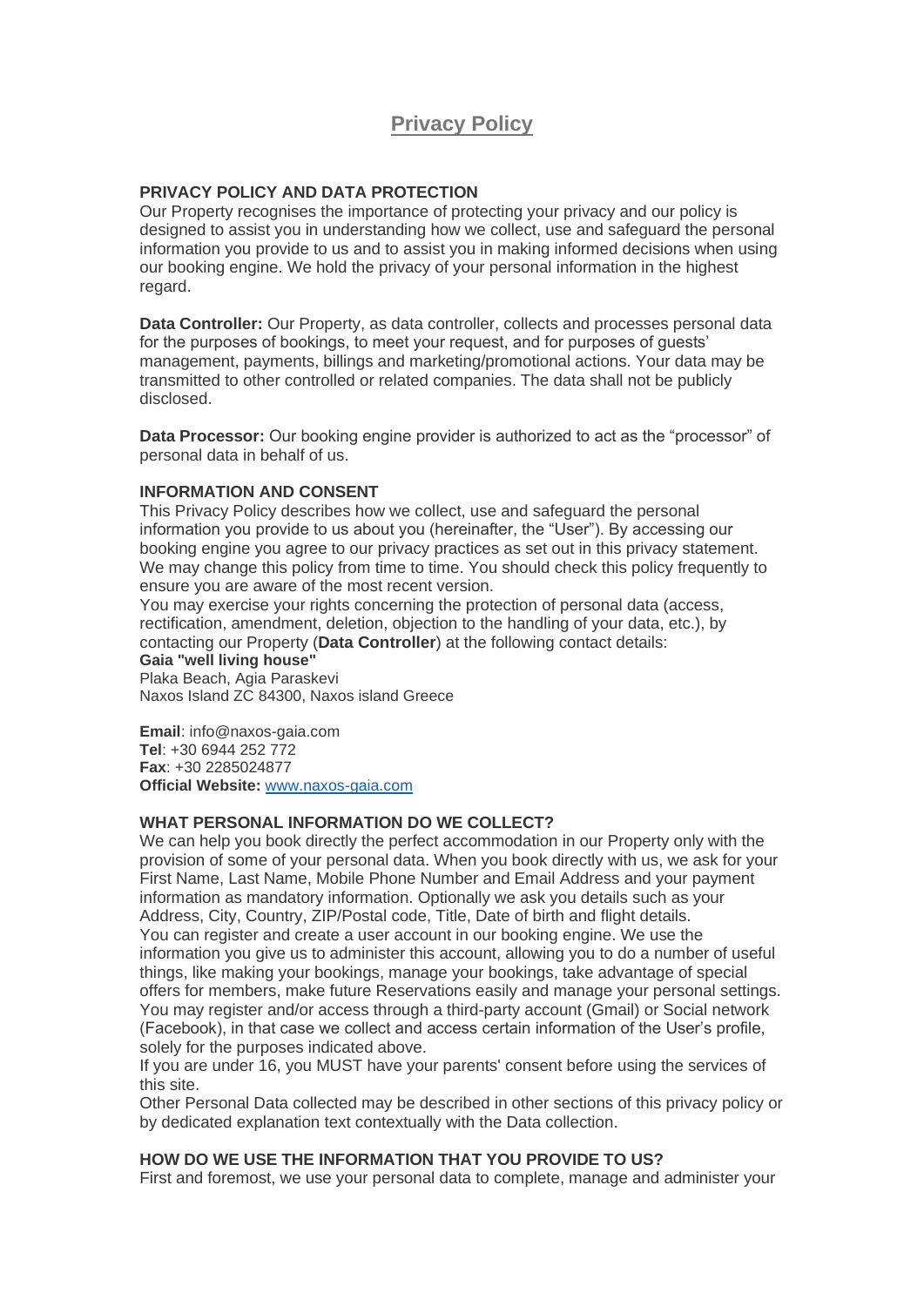# Privacy Policy

## PRIVACY POLICY AND DATA PROTECTION

Our Property recognises the importance of protecting your privacy and our policy is designed to assist you in understanding how we collect, use and safeguard the personal information you provide to us and to assist you in making informed decisions when using our booking engine. We hold the privacy of your personal information in the highest regard.

**Data Controller:** Our Property, as data controller, collects and processes personal data for the purposes of bookings, to meet your request, and for purposes of guests' management, payments, billings and marketing/promotional actions. Your data may be transmitted to other controlled or related companies. The data shall not be publicly disclosed.

**Data Processor:** Our booking engine provider is authorized to act as the "processor" of personal data in behalf of us.

## INFORMATION AND CONSENT

This Privacy Policy describes how we collect, use and safeguard the personal information you provide to us about you (hereinafter, the "User"). By accessing our booking engine you agree to our privacy practices as set out in this privacy statement. We may change this policy from time to time. You should check this policy frequently to ensure you are aware of the most recent version.

You may exercise your rights concerning the protection of personal data (access, rectification, amendment, deletion, objection to the handling of your data, etc.), by contacting our Property (**Data Controller**) at the following contact details:

**Gaia "well living house"**
Plaka Beach, Agia Paraskevi
Naxos Island ZC 84300, Naxos island Greece

**Email**: info@naxos-gaia.com
**Tel**: +30 6944 252 772
**Fax**: +30 2285024877
**Official Website:** www.naxos-gaia.com

## WHAT PERSONAL INFORMATION DO WE COLLECT?

We can help you book directly the perfect accommodation in our Property only with the provision of some of your personal data. When you book directly with us, we ask for your First Name, Last Name, Mobile Phone Number and Email Address and your payment information as mandatory information. Optionally we ask you details such as your Address, City, Country, ZIP/Postal code, Title, Date of birth and flight details.

You can register and create a user account in our booking engine. We use the information you give us to administer this account, allowing you to do a number of useful things, like making your bookings, manage your bookings, take advantage of special offers for members, make future Reservations easily and manage your personal settings. You may register and/or access through a third-party account (Gmail) or Social network (Facebook), in that case we collect and access certain information of the User's profile, solely for the purposes indicated above.

If you are under 16, you MUST have your parents' consent before using the services of this site.

Other Personal Data collected may be described in other sections of this privacy policy or by dedicated explanation text contextually with the Data collection.

## HOW DO WE USE THE INFORMATION THAT YOU PROVIDE TO US?

First and foremost, we use your personal data to complete, manage and administer your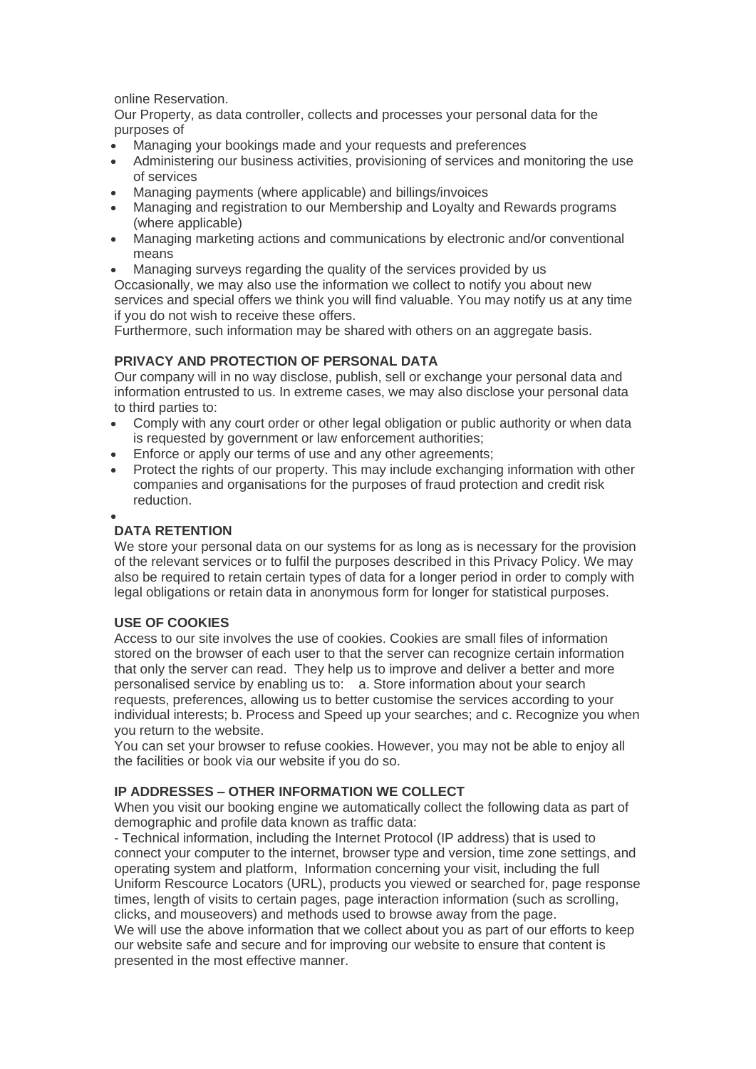online Reservation.

Our Property, as data controller, collects and processes your personal data for the purposes of

- Managing your bookings made and your requests and preferences
- Administering our business activities, provisioning of services and monitoring the use of services
- Managing payments (where applicable) and billings/invoices
- Managing and registration to our Membership and Loyalty and Rewards programs (where applicable)
- Managing marketing actions and communications by electronic and/or conventional means
- Managing surveys regarding the quality of the services provided by us

Occasionally, we may also use the information we collect to notify you about new services and special offers we think you will find valuable. You may notify us at any time if you do not wish to receive these offers.

Furthermore, such information may be shared with others on an aggregate basis.

**PRIVACY AND PROTECTION OF PERSONAL DATA**

Our company will in no way disclose, publish, sell or exchange your personal data and information entrusted to us. In extreme cases, we may also disclose your personal data to third parties to:

- Comply with any court order or other legal obligation or public authority or when data is requested by government or law enforcement authorities;
- Enforce or apply our terms of use and any other agreements;
- Protect the rights of our property. This may include exchanging information with other companies and organisations for the purposes of fraud protection and credit risk reduction.

**DATA RETENTION**

We store your personal data on our systems for as long as is necessary for the provision of the relevant services or to fulfil the purposes described in this Privacy Policy. We may also be required to retain certain types of data for a longer period in order to comply with legal obligations or retain data in anonymous form for longer for statistical purposes.

**USE OF COOKIES**

Access to our site involves the use of cookies. Cookies are small files of information stored on the browser of each user to that the server can recognize certain information that only the server can read. They help us to improve and deliver a better and more personalised service by enabling us to: a. Store information about your search requests, preferences, allowing us to better customise the services according to your individual interests; b. Process and Speed up your searches; and c. Recognize you when you return to the website.

You can set your browser to refuse cookies. However, you may not be able to enjoy all the facilities or book via our website if you do so.

**IP ADDRESSES – OTHER INFORMATION WE COLLECT**

When you visit our booking engine we automatically collect the following data as part of demographic and profile data known as traffic data:

- Technical information, including the Internet Protocol (IP address) that is used to connect your computer to the internet, browser type and version, time zone settings, and operating system and platform, Information concerning your visit, including the full Uniform Rescource Locators (URL), products you viewed or searched for, page response times, length of visits to certain pages, page interaction information (such as scrolling, clicks, and mouseovers) and methods used to browse away from the page.

We will use the above information that we collect about you as part of our efforts to keep our website safe and secure and for improving our website to ensure that content is presented in the most effective manner.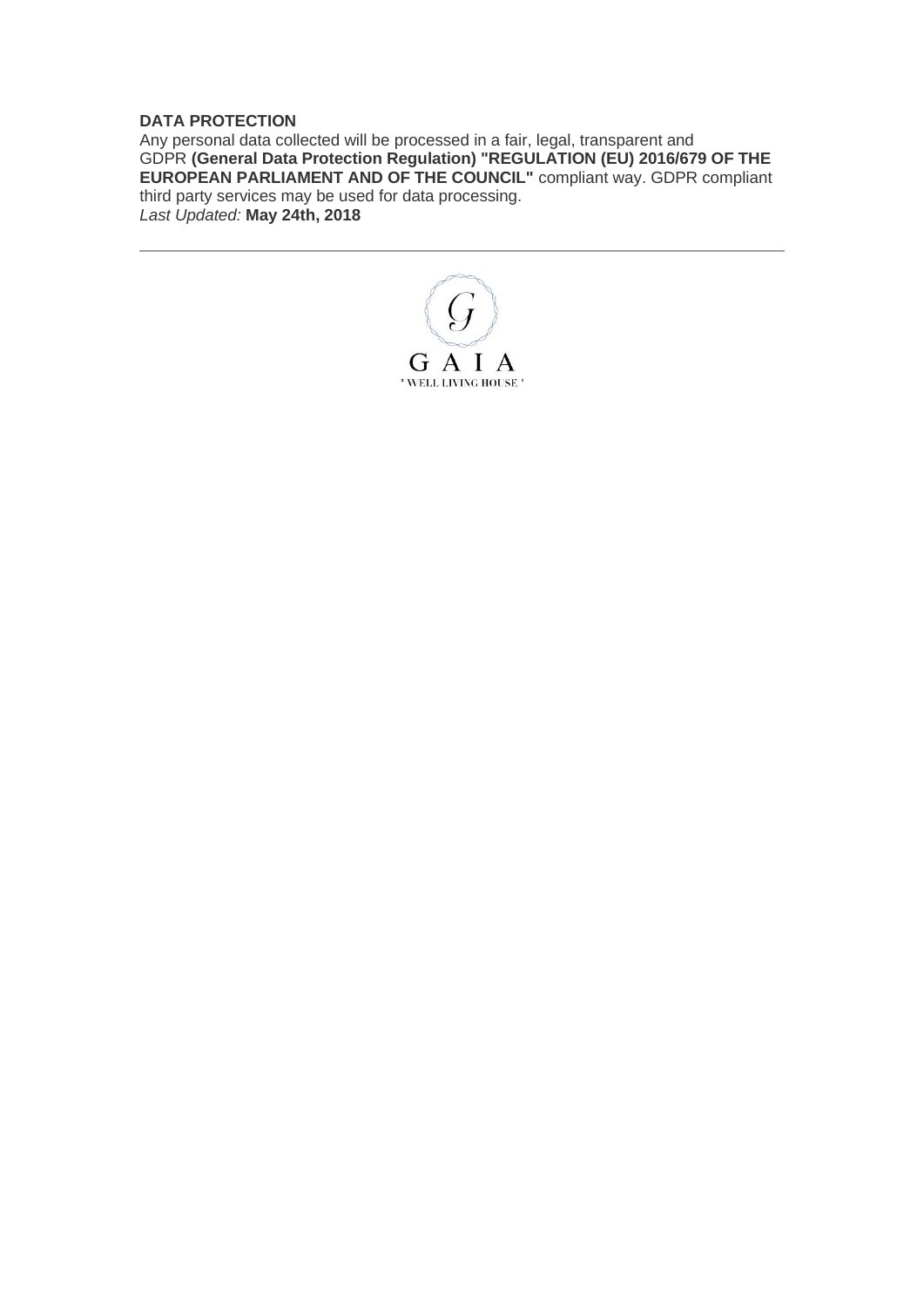**DATA PROTECTION**

Any personal data collected will be processed in a fair, legal, transparent and GDPR **(General Data Protection Regulation) "REGULATION (EU) 2016/679 OF THE EUROPEAN PARLIAMENT AND OF THE COUNCIL"** compliant way. GDPR compliant third party services may be used for data processing.

*Last Updated:* **May 24th, 2018**

---

G A I A

" WELL LIVING HOUSE "